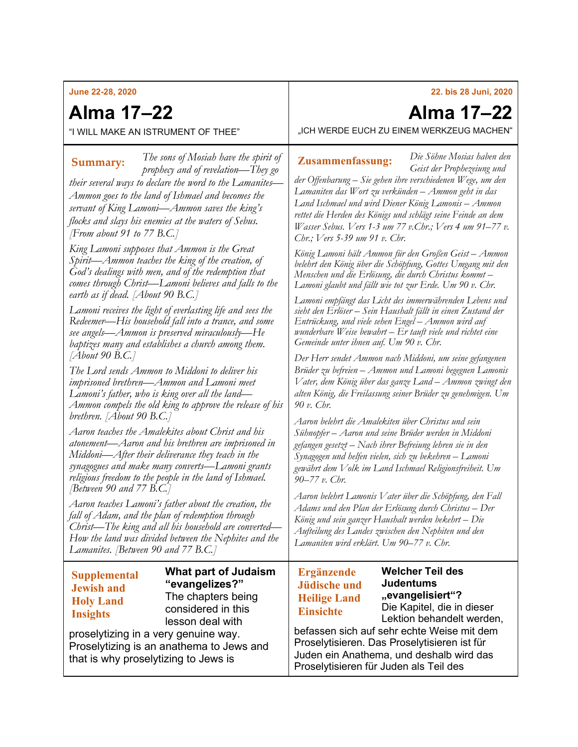June 22-28, 2020

# Alma 17–22

"I WILL MAKE AN ISTRUMENT OF THEE"

**Summary:** *The sons of Mosiah have the spirit of prophecy and of revelation—They go their several ways to declare the word to the Lamanites—Ammon goes to the land of Ishmael and becomes the servant of King Lamoni—Ammon saves the king's flocks and slays his enemies at the waters of Sebus. [From about 91 to 77 B.C.]*

*King Lamoni supposes that Ammon is the Great Spirit—Ammon teaches the king of the creation, of God's dealings with men, and of the redemption that comes through Christ—Lamoni believes and falls to the earth as if dead. [About 90 B.C.]*

*Lamoni receives the light of everlasting life and sees the Redeemer—His household fall into a trance, and some see angels—Ammon is preserved miraculously—He baptizes many and establishes a church among them. [About 90 B.C.]*

*The Lord sends Ammon to Middoni to deliver his imprisoned brethren—Ammon and Lamoni meet Lamoni's father, who is king over all the land—Ammon compels the old king to approve the release of his brethren. [About 90 B.C.]*

*Aaron teaches the Amalekites about Christ and his atonement—Aaron and his brethren are imprisoned in Middoni—After their deliverance they teach in the synagogues and make many converts—Lamoni grants religious freedom to the people in the land of Ishmael. [Between 90 and 77 B.C.]*

*Aaron teaches Lamoni's father about the creation, the fall of Adam, and the plan of redemption through Christ—The king and all his household are converted—How the land was divided between the Nephites and the Lamanites. [Between 90 and 77 B.C.]*

**Supplemental Jewish and Holy Land Insights**

**What part of Judaism "evangelizes?"**

The chapters being considered in this lesson deal with proselytizing in a very genuine way. Proselytizing is an anathema to Jews and that is why proselytizing to Jews is

22. bis 28 Juni, 2020

# Alma 17–22

„ICH WERDE EUCH ZU EINEM WERKZEUG MACHEN"

**Zusammenfassung:** *Die Söhne Mosias haben den Geist der Prophezeiung und der Offenbarung – Sie gehen ihre verschiedenen Wege, um den Lamaniten das Wort zu verkünden – Ammon geht in das Land Ischmael und wird Diener König Lamonis – Ammon rettet die Herden des Königs und schlägt seine Feinde an dem Wasser Sebus. Vers 1-3 um 77 v.Chr.; Vers 4 um 91–77 v. Chr.; Vers 5-39 um 91 v. Chr.*

*König Lamoni hält Ammon für den Großen Geist – Ammon belehrt den König über die Schöpfung, Gottes Umgang mit den Menschen und die Erlösung, die durch Christus kommt – Lamoni glaubt und fällt wie tot zur Erde. Um 90 v. Chr.*

*Lamoni empfängt das Licht des immerwährenden Lebens und sieht den Erlöser – Sein Haushalt fällt in einen Zustand der Entrückung, und viele sehen Engel – Ammon wird auf wunderbare Weise bewahrt – Er tauft viele und richtet eine Gemeinde unter ihnen auf. Um 90 v. Chr.*

*Der Herr sendet Ammon nach Middoni, um seine gefangenen Brüder zu befreien – Ammon und Lamoni begegnen Lamonis Vater, dem König über das ganze Land – Ammon zwingt den alten König, die Freilassung seiner Brüder zu genehmigen. Um 90 v. Chr.*

*Aaron belehrt die Amalekiten über Christus und sein Sühnopfer – Aaron und seine Brüder werden in Middoni gefangen gesetzt – Nach ihrer Befreiung lehren sie in den Synagogen und helfen vielen, sich zu bekehren – Lamoni gewährt dem Volk im Land Ischmael Religionsfreiheit. Um 90–77 v. Chr.*

*Aaron belehrt Lamonis Vater über die Schöpfung, den Fall Adams und den Plan der Erlösung durch Christus – Der König und sein ganzer Haushalt werden bekehrt – Die Aufteilung des Landes zwischen den Nephiten und den Lamaniten wird erklärt. Um 90–77 v. Chr.*

**Ergänzende Jüdische und Heilige Land Einsichte**

**Welcher Teil des Judentums „evangelisiert"?**

Die Kapitel, die in dieser Lektion behandelt werden, befassen sich auf sehr echte Weise mit dem Proselytisieren. Das Proselytisieren ist für Juden ein Anathema, und deshalb wird das Proselytisieren für Juden als Teil des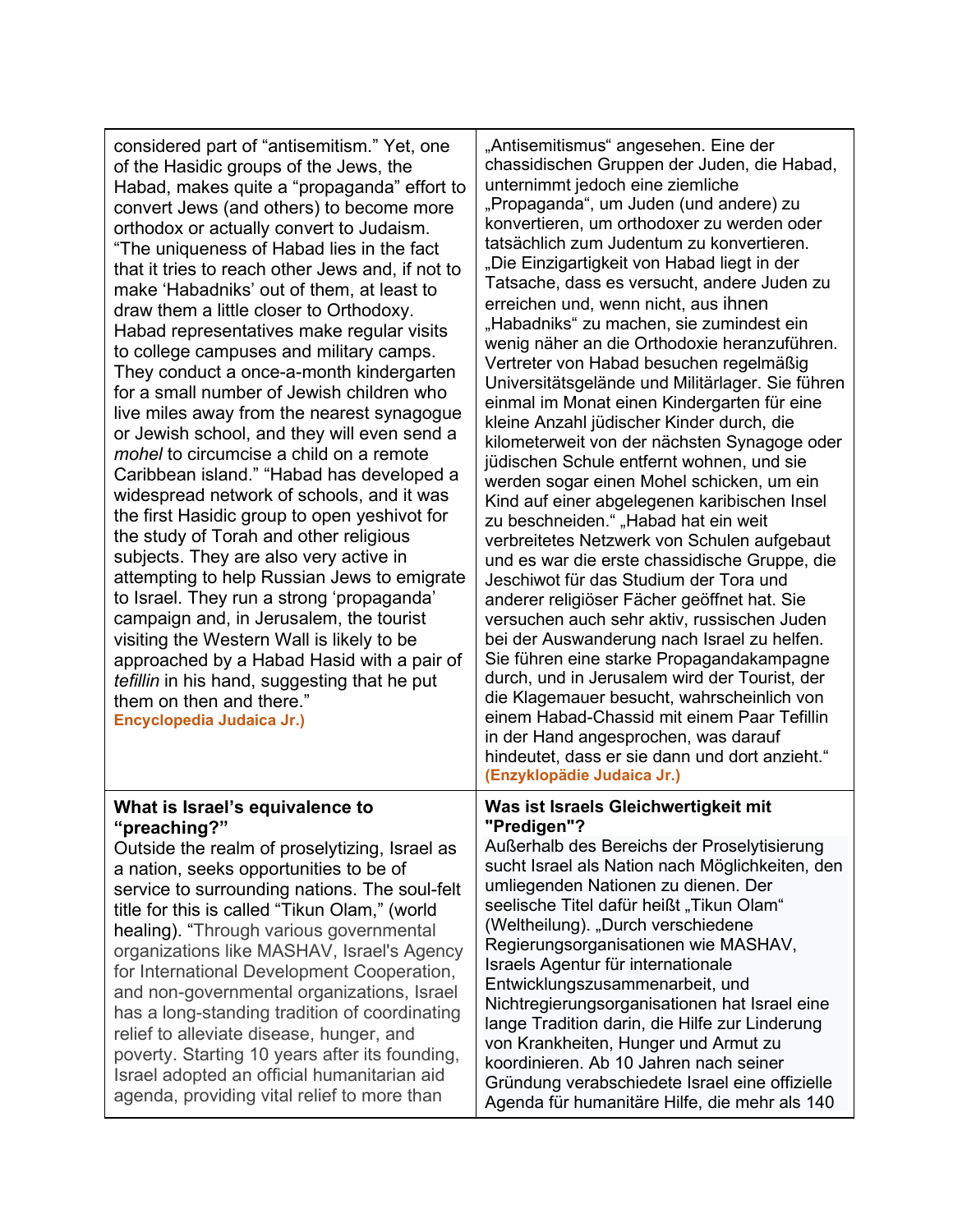| | |
|---|---|
| considered part of “antisemitism.” Yet, one of the Hasidic groups of the Jews, the Habad, makes quite a “propaganda” effort to convert Jews (and others) to become more orthodox or actually convert to Judaism. “The uniqueness of Habad lies in the fact that it tries to reach other Jews and, if not to make ‘Habadniks’ out of them, at least to draw them a little closer to Orthodoxy. Habad representatives make regular visits to college campuses and military camps. They conduct a once-a-month kindergarten for a small number of Jewish children who live miles away from the nearest synagogue or Jewish school, and they will even send a *mohel* to circumcise a child on a remote Caribbean island.” “Habad has developed a widespread network of schools, and it was the first Hasidic group to open yeshivot for the study of Torah and other religious subjects. They are also very active in attempting to help Russian Jews to emigrate to Israel. They run a strong ‘propaganda’ campaign and, in Jerusalem, the tourist visiting the Western Wall is likely to be approached by a Habad Hasid with a pair of *tefillin* in his hand, suggesting that he put them on then and there.” **Encyclopedia Judaica Jr.)** | „Antisemitismus“ angesehen. Eine der chassidischen Gruppen der Juden, die Habad, unternimmt jedoch eine ziemliche „Propaganda“, um Juden (und andere) zu konvertieren, um orthodoxer zu werden oder tatsächlich zum Judentum zu konvertieren. „Die Einzigartigkeit von Habad liegt in der Tatsache, dass es versucht, andere Juden zu erreichen und, wenn nicht, aus ihnen „Habadniks“ zu machen, sie zumindest ein wenig näher an die Orthodoxie heranzuführen. Vertreter von Habad besuchen regelmäßig Universitätsgelände und Militärlager. Sie führen einmal im Monat einen Kindergarten für eine kleine Anzahl jüdischer Kinder durch, die kilometerweit von der nächsten Synagoge oder jüdischen Schule entfernt wohnen, und sie werden sogar einen Mohel schicken, um ein Kind auf einer abgelegenen karibischen Insel zu beschneiden.“ „Habad hat ein weit verbreitetes Netzwerk von Schulen aufgebaut und es war die erste chassidische Gruppe, die Jeschiwot für das Studium der Tora und anderer religiöser Fächer geöffnet hat. Sie versuchen auch sehr aktiv, russischen Juden bei der Auswanderung nach Israel zu helfen. Sie führen eine starke Propagandakampagne durch, und in Jerusalem wird der Tourist, der die Klagemauer besucht, wahrscheinlich von einem Habad-Chassid mit einem Paar Tefillin in der Hand angesprochen, was darauf hindeutet, dass er sie dann und dort anzieht.“ **(Enzyklopädie Judaica Jr.)** |
| **What is Israel’s equivalence to “preaching?”** Outside the realm of proselytizing, Israel as a nation, seeks opportunities to be of service to surrounding nations. The soul-felt title for this is called “Tikun Olam,” (world healing). “Through various governmental organizations like MASHAV, Israel's Agency for International Development Cooperation, and non-governmental organizations, Israel has a long-standing tradition of coordinating relief to alleviate disease, hunger, and poverty. Starting 10 years after its founding, Israel adopted an official humanitarian aid agenda, providing vital relief to more than | **Was ist Israels Gleichwertigkeit mit "Predigen"?** Außerhalb des Bereichs der Proselytisierung sucht Israel als Nation nach Möglichkeiten, den umliegenden Nationen zu dienen. Der seelische Titel dafür heißt „Tikun Olam“ (Weltheilung). „Durch verschiedene Regierungsorganisationen wie MASHAV, Israels Agentur für internationale Entwicklungszusammenarbeit, und Nichtregierungsorganisationen hat Israel eine lange Tradition darin, die Hilfe zur Linderung von Krankheiten, Hunger und Armut zu koordinieren. Ab 10 Jahren nach seiner Gründung verabschiedete Israel eine offizielle Agenda für humanitäre Hilfe, die mehr als 140 |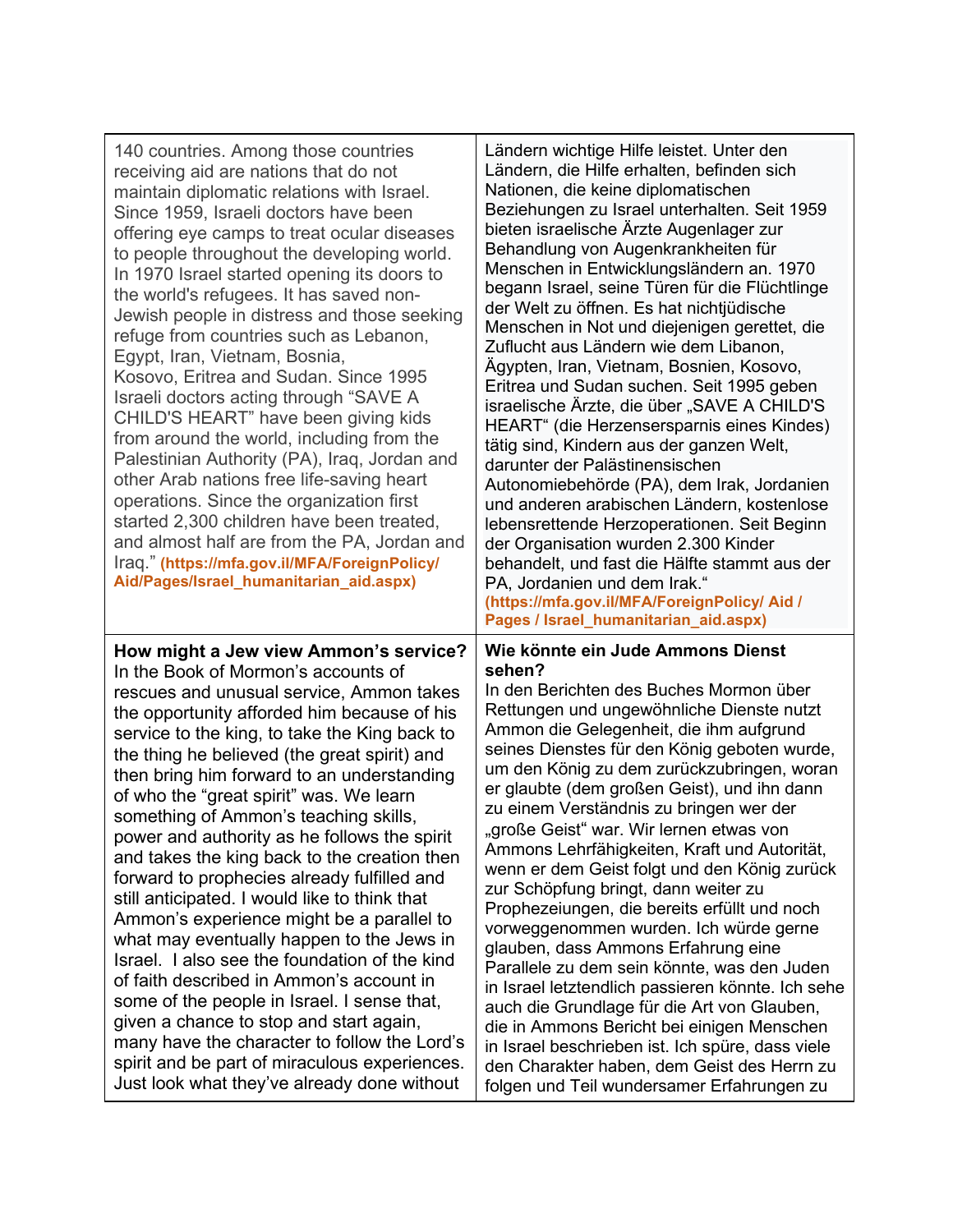| | |
|---|---|
| 140 countries. Among those countries receiving aid are nations that do not maintain diplomatic relations with Israel. Since 1959, Israeli doctors have been offering eye camps to treat ocular diseases to people throughout the developing world. In 1970 Israel started opening its doors to the world's refugees. It has saved non-Jewish people in distress and those seeking refuge from countries such as Lebanon, Egypt, Iran, Vietnam, Bosnia, Kosovo, Eritrea and Sudan. Since 1995 Israeli doctors acting through "SAVE A CHILD'S HEART" have been giving kids from around the world, including from the Palestinian Authority (PA), Iraq, Jordan and other Arab nations free life-saving heart operations. Since the organization first started 2,300 children have been treated, and almost half are from the PA, Jordan and Iraq." **(https://mfa.gov.il/MFA/ForeignPolicy/Aid/Pages/Israel_humanitarian_aid.aspx)** | Ländern wichtige Hilfe leistet. Unter den Ländern, die Hilfe erhalten, befinden sich Nationen, die keine diplomatischen Beziehungen zu Israel unterhalten. Seit 1959 bieten israelische Ärzte Augenlager zur Behandlung von Augenkrankheiten für Menschen in Entwicklungsländern an. 1970 begann Israel, seine Türen für die Flüchtlinge der Welt zu öffnen. Es hat nichtjüdische Menschen in Not und diejenigen gerettet, die Zuflucht aus Ländern wie dem Libanon, Ägypten, Iran, Vietnam, Bosnien, Kosovo, Eritrea und Sudan suchen. Seit 1995 geben israelische Ärzte, die über „SAVE A CHILD'S HEART" (die Herzensersparnis eines Kindes) tätig sind, Kindern aus der ganzen Welt, darunter der Palästinensischen Autonomiebehörde (PA), dem Irak, Jordanien und anderen arabischen Ländern, kostenlose lebensrettende Herzoperationen. Seit Beginn der Organisation wurden 2.300 Kinder behandelt, und fast die Hälfte stammt aus der PA, Jordanien und dem Irak." **(https://mfa.gov.il/MFA/ForeignPolicy/ Aid / Pages / Israel_humanitarian_aid.aspx)** |
| **How might a Jew view Ammon's service?** In the Book of Mormon's accounts of rescues and unusual service, Ammon takes the opportunity afforded him because of his service to the king, to take the King back to the thing he believed (the great spirit) and then bring him forward to an understanding of who the "great spirit" was. We learn something of Ammon's teaching skills, power and authority as he follows the spirit and takes the king back to the creation then forward to prophecies already fulfilled and still anticipated. I would like to think that Ammon's experience might be a parallel to what may eventually happen to the Jews in Israel. I also see the foundation of the kind of faith described in Ammon's account in some of the people in Israel. I sense that, given a chance to stop and start again, many have the character to follow the Lord's spirit and be part of miraculous experiences. Just look what they've already done without | **Wie könnte ein Jude Ammons Dienst sehen?** In den Berichten des Buches Mormon über Rettungen und ungewöhnliche Dienste nutzt Ammon die Gelegenheit, die ihm aufgrund seines Dienstes für den König geboten wurde, um den König zu dem zurückzubringen, woran er glaubte (dem großen Geist), und ihn dann zu einem Verständnis zu bringen wer der „große Geist" war. Wir lernen etwas von Ammons Lehrfähigkeiten, Kraft und Autorität, wenn er dem Geist folgt und den König zurück zur Schöpfung bringt, dann weiter zu Prophezeiungen, die bereits erfüllt und noch vorweggenommen wurden. Ich würde gerne glauben, dass Ammons Erfahrung eine Parallele zu dem sein könnte, was den Juden in Israel letztendlich passieren könnte. Ich sehe auch die Grundlage für die Art von Glauben, die in Ammons Bericht bei einigen Menschen in Israel beschrieben ist. Ich spüre, dass viele den Charakter haben, dem Geist des Herrn zu folgen und Teil wundersamer Erfahrungen zu |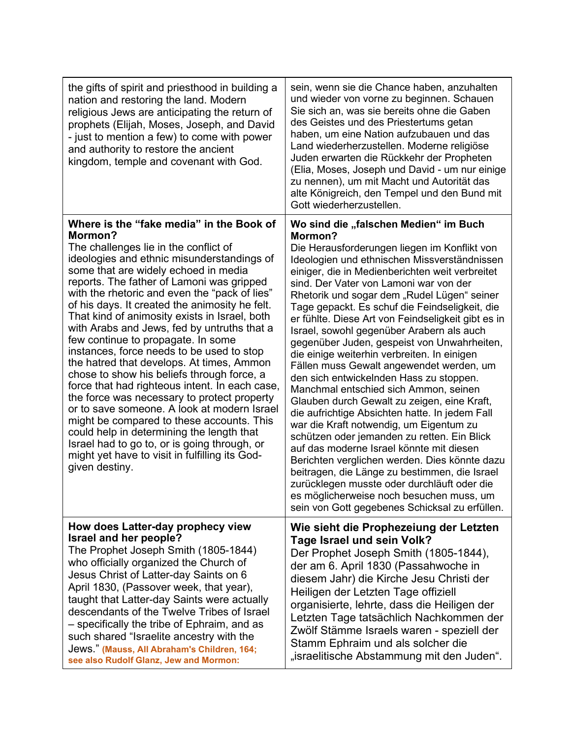| | |
|---|---|
| the gifts of spirit and priesthood in building a nation and restoring the land. Modern religious Jews are anticipating the return of prophets (Elijah, Moses, Joseph, and David - just to mention a few) to come with power and authority to restore the ancient kingdom, temple and covenant with God. | sein, wenn sie die Chance haben, anzuhalten und wieder von vorne zu beginnen. Schauen Sie sich an, was sie bereits ohne die Gaben des Geistes und des Priestertums getan haben, um eine Nation aufzubauen und das Land wiederherzustellen. Moderne religiöse Juden erwarten die Rückkehr der Propheten (Elia, Moses, Joseph und David - um nur einige zu nennen), um mit Macht und Autorität das alte Königreich, den Tempel und den Bund mit Gott wiederherzustellen. |
| **Where is the "fake media" in the Book of Mormon?** The challenges lie in the conflict of ideologies and ethnic misunderstandings of some that are widely echoed in media reports. The father of Lamoni was gripped with the rhetoric and even the "pack of lies" of his days. It created the animosity he felt. That kind of animosity exists in Israel, both with Arabs and Jews, fed by untruths that a few continue to propagate. In some instances, force needs to be used to stop the hatred that develops. At times, Ammon chose to show his beliefs through force, a force that had righteous intent. In each case, the force was necessary to protect property or to save someone. A look at modern Israel might be compared to these accounts. This could help in determining the length that Israel had to go to, or is going through, or might yet have to visit in fulfilling its God-given destiny. | **Wo sind die „falschen Medien" im Buch Mormon?** Die Herausforderungen liegen im Konflikt von Ideologien und ethnischen Missverständnissen einiger, die in Medienberichten weit verbreitet sind. Der Vater von Lamoni war von der Rhetorik und sogar dem „Rudel Lügen" seiner Tage gepackt. Es schuf die Feindseligkeit, die er fühlte. Diese Art von Feindseligkeit gibt es in Israel, sowohl gegenüber Arabern als auch gegenüber Juden, gespeist von Unwahrheiten, die einige weiterhin verbreiten. In einigen Fällen muss Gewalt angewendet werden, um den sich entwickelnden Hass zu stoppen. Manchmal entschied sich Ammon, seinen Glauben durch Gewalt zu zeigen, eine Kraft, die aufrichtige Absichten hatte. In jedem Fall war die Kraft notwendig, um Eigentum zu schützen oder jemanden zu retten. Ein Blick auf das moderne Israel könnte mit diesen Berichten verglichen werden. Dies könnte dazu beitragen, die Länge zu bestimmen, die Israel zurücklegen musste oder durchläuft oder die es möglicherweise noch besuchen muss, um sein von Gott gegebenes Schicksal zu erfüllen. |
| **How does Latter-day prophecy view Israel and her people?** The Prophet Joseph Smith (1805-1844) who officially organized the Church of Jesus Christ of Latter-day Saints on 6 April 1830, (Passover week, that year), taught that Latter-day Saints were actually descendants of the Twelve Tribes of Israel – specifically the tribe of Ephraim, and as such shared "Israelite ancestry with the Jews." **(Mauss, All Abraham's Children, 164; see also Rudolf Glanz, Jew and Mormon:** | **Wie sieht die Prophezeiung der Letzten Tage Israel und sein Volk?** Der Prophet Joseph Smith (1805-1844), der am 6. April 1830 (Passahwoche in diesem Jahr) die Kirche Jesu Christi der Heiligen der Letzten Tage offiziell organisierte, lehrte, dass die Heiligen der Letzten Tage tatsächlich Nachkommen der Zwölf Stämme Israels waren - speziell der Stamm Ephraim und als solcher die „israelitische Abstammung mit den Juden". |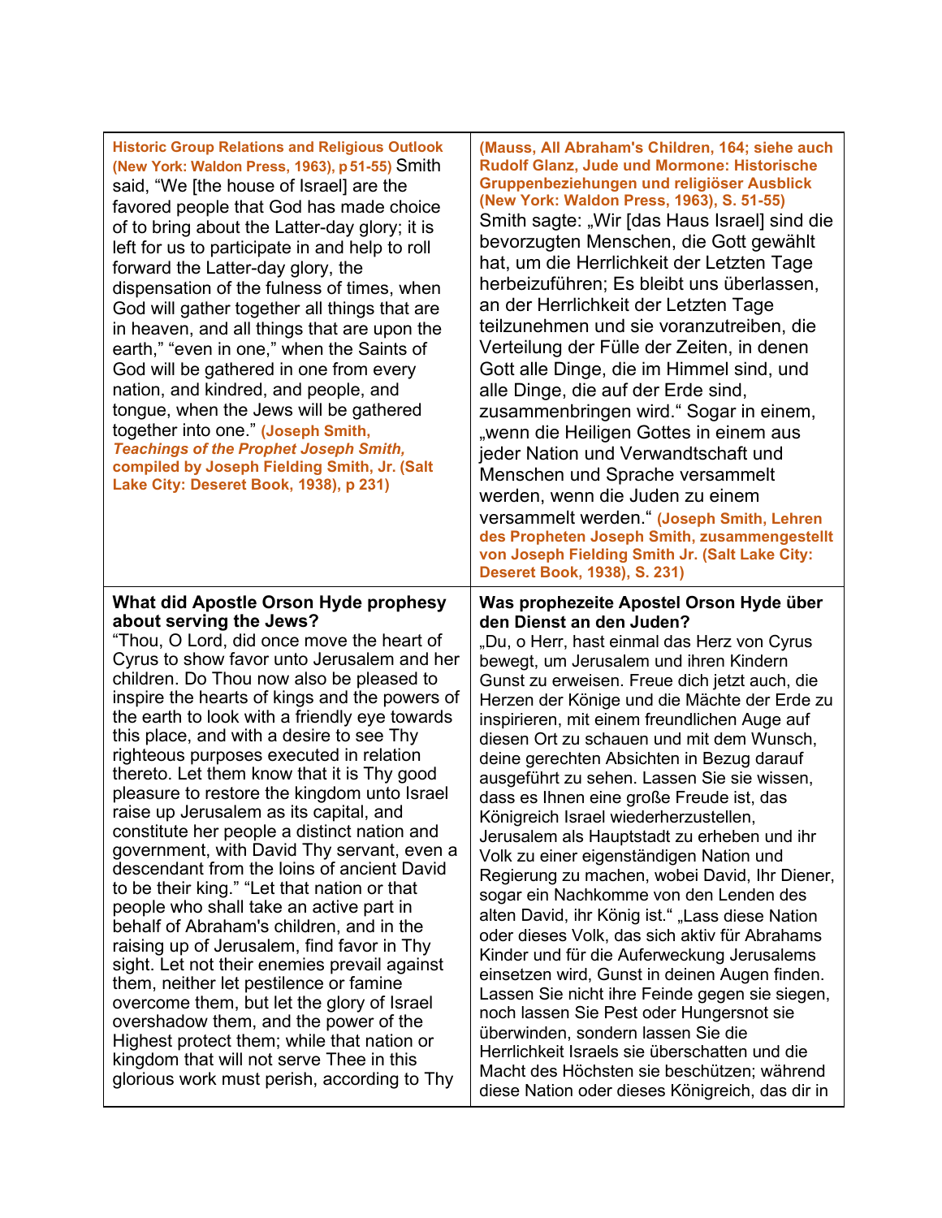| | |
|---|---|
| **Historic Group Relations and Religious Outlook (New York: Waldon Press, 1963), p 51-55)** Smith said, “We [the house of Israel] are the favored people that God has made choice of to bring about the Latter-day glory; it is left for us to participate in and help to roll forward the Latter-day glory, the dispensation of the fulness of times, when God will gather together all things that are in heaven, and all things that are upon the earth,” “even in one,” when the Saints of God will be gathered in one from every nation, and kindred, and people, and tongue, when the Jews will be gathered together into one.” **(Joseph Smith, *Teachings of the Prophet Joseph Smith,* compiled by Joseph Fielding Smith, Jr. (Salt Lake City: Deseret Book, 1938), p 231)** | **(Mauss, All Abraham's Children, 164; siehe auch Rudolf Glanz, Jude und Mormone: Historische Gruppenbeziehungen und religiöser Ausblick (New York: Waldon Press, 1963), S. 51-55)** Smith sagte: „Wir [das Haus Israel] sind die bevorzugten Menschen, die Gott gewählt hat, um die Herrlichkeit der Letzten Tage herbeizuführen; Es bleibt uns überlassen, an der Herrlichkeit der Letzten Tage teilzunehmen und sie voranzutreiben, die Verteilung der Fülle der Zeiten, in denen Gott alle Dinge, die im Himmel sind, und alle Dinge, die auf der Erde sind, zusammenbringen wird.“ Sogar in einem, „wenn die Heiligen Gottes in einem aus jeder Nation und Verwandtschaft und Menschen und Sprache versammelt werden, wenn die Juden zu einem versammelt werden.“ **(Joseph Smith, Lehren des Propheten Joseph Smith, zusammengestellt von Joseph Fielding Smith Jr. (Salt Lake City: Deseret Book, 1938), S. 231)** |
| **What did Apostle Orson Hyde prophesy about serving the Jews?** “Thou, O Lord, did once move the heart of Cyrus to show favor unto Jerusalem and her children. Do Thou now also be pleased to inspire the hearts of kings and the powers of the earth to look with a friendly eye towards this place, and with a desire to see Thy righteous purposes executed in relation thereto. Let them know that it is Thy good pleasure to restore the kingdom unto Israel raise up Jerusalem as its capital, and constitute her people a distinct nation and government, with David Thy servant, even a descendant from the loins of ancient David to be their king.” “Let that nation or that people who shall take an active part in behalf of Abraham's children, and in the raising up of Jerusalem, find favor in Thy sight. Let not their enemies prevail against them, neither let pestilence or famine overcome them, but let the glory of Israel overshadow them, and the power of the Highest protect them; while that nation or kingdom that will not serve Thee in this glorious work must perish, according to Thy | **Was prophezeite Apostel Orson Hyde über den Dienst an den Juden?** „Du, o Herr, hast einmal das Herz von Cyrus bewegt, um Jerusalem und ihren Kindern Gunst zu erweisen. Freue dich jetzt auch, die Herzen der Könige und die Mächte der Erde zu inspirieren, mit einem freundlichen Auge auf diesen Ort zu schauen und mit dem Wunsch, deine gerechten Absichten in Bezug darauf ausgeführt zu sehen. Lassen Sie sie wissen, dass es Ihnen eine große Freude ist, das Königreich Israel wiederherzustellen, Jerusalem als Hauptstadt zu erheben und ihr Volk zu einer eigenständigen Nation und Regierung zu machen, wobei David, Ihr Diener, sogar ein Nachkomme von den Lenden des alten David, ihr König ist.“ „Lass diese Nation oder dieses Volk, das sich aktiv für Abrahams Kinder und für die Auferweckung Jerusalems einsetzen wird, Gunst in deinen Augen finden. Lassen Sie nicht ihre Feinde gegen sie siegen, noch lassen Sie Pest oder Hungersnot sie überwinden, sondern lassen Sie die Herrlichkeit Israels sie überschatten und die Macht des Höchsten sie beschützen; während diese Nation oder dieses Königreich, das dir in |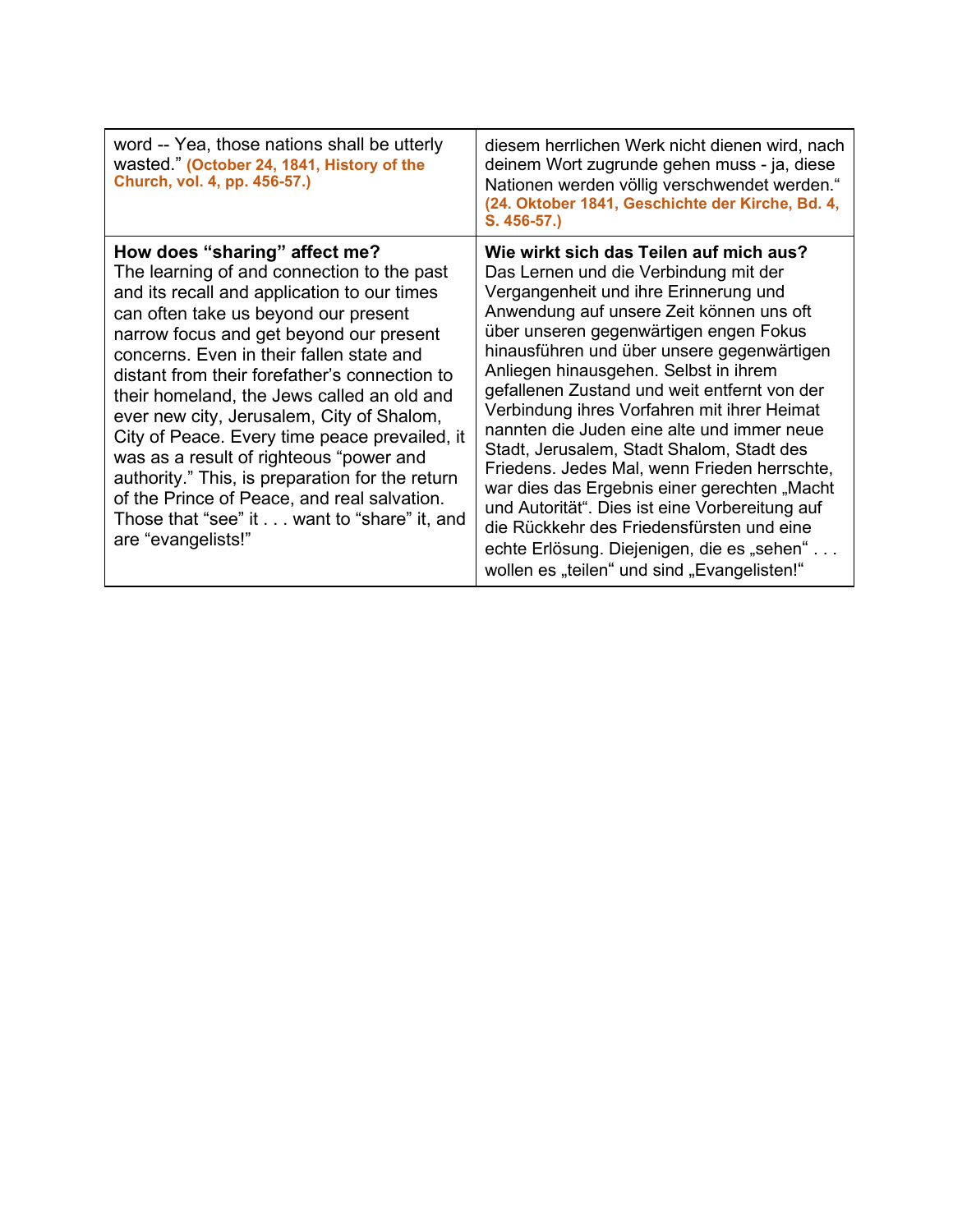| | |
|---|---|
| word -- Yea, those nations shall be utterly wasted." **(October 24, 1841, History of the Church, vol. 4, pp. 456-57.)** | diesem herrlichen Werk nicht dienen wird, nach deinem Wort zugrunde gehen muss - ja, diese Nationen werden völlig verschwendet werden." **(24. Oktober 1841, Geschichte der Kirche, Bd. 4, S. 456-57.)** |
| **How does "sharing" affect me?** The learning of and connection to the past and its recall and application to our times can often take us beyond our present narrow focus and get beyond our present concerns. Even in their fallen state and distant from their forefather's connection to their homeland, the Jews called an old and ever new city, Jerusalem, City of Shalom, City of Peace. Every time peace prevailed, it was as a result of righteous "power and authority." This, is preparation for the return of the Prince of Peace, and real salvation. Those that "see" it . . . want to "share" it, and are "evangelists!" | **Wie wirkt sich das Teilen auf mich aus?** Das Lernen und die Verbindung mit der Vergangenheit und ihre Erinnerung und Anwendung auf unsere Zeit können uns oft über unseren gegenwärtigen engen Fokus hinausführen und über unsere gegenwärtigen Anliegen hinausgehen. Selbst in ihrem gefallenen Zustand und weit entfernt von der Verbindung ihres Vorfahren mit ihrer Heimat nannten die Juden eine alte und immer neue Stadt, Jerusalem, Stadt Shalom, Stadt des Friedens. Jedes Mal, wenn Frieden herrschte, war dies das Ergebnis einer gerechten „Macht und Autorität". Dies ist eine Vorbereitung auf die Rückkehr des Friedensfürsten und eine echte Erlösung. Diejenigen, die es „sehen" . . . wollen es „teilen" und sind „Evangelisten!" |